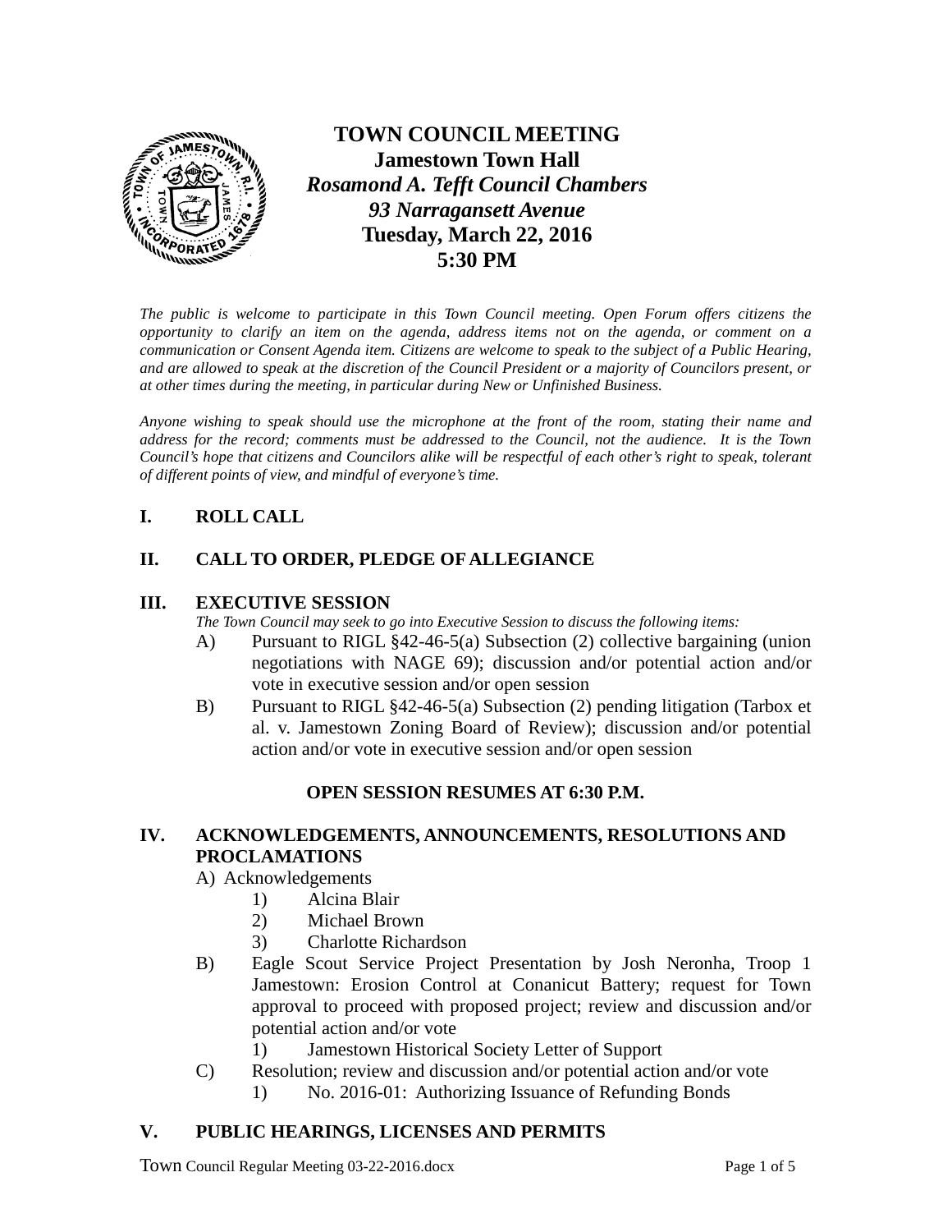# TOWN COUNCIL MEETING

**Jamestown Town Hall**

***Rosamond A. Tefft Council Chambers***

***93 Narragansett Avenue***

**Tuesday, March 22, 2016**

**5:30 PM**

*The public is welcome to participate in this Town Council meeting. Open Forum offers citizens the opportunity to clarify an item on the agenda, address items not on the agenda, or comment on a communication or Consent Agenda item. Citizens are welcome to speak to the subject of a Public Hearing, and are allowed to speak at the discretion of the Council President or a majority of Councilors present, or at other times during the meeting, in particular during New or Unfinished Business.*

*Anyone wishing to speak should use the microphone at the front of the room, stating their name and address for the record; comments must be addressed to the Council, not the audience. It is the Town Council's hope that citizens and Councilors alike will be respectful of each other's right to speak, tolerant of different points of view, and mindful of everyone's time.*

## I. ROLL CALL

## II. CALL TO ORDER, PLEDGE OF ALLEGIANCE

## III. EXECUTIVE SESSION

*The Town Council may seek to go into Executive Session to discuss the following items:*

A) Pursuant to RIGL §42-46-5(a) Subsection (2) collective bargaining (union negotiations with NAGE 69); discussion and/or potential action and/or vote in executive session and/or open session

B) Pursuant to RIGL §42-46-5(a) Subsection (2) pending litigation (Tarbox et al. v. Jamestown Zoning Board of Review); discussion and/or potential action and/or vote in executive session and/or open session

**OPEN SESSION RESUMES AT 6:30 P.M.**

## IV. ACKNOWLEDGEMENTS, ANNOUNCEMENTS, RESOLUTIONS AND PROCLAMATIONS

A) Acknowledgements
   1) Alcina Blair
   2) Michael Brown
   3) Charlotte Richardson

B) Eagle Scout Service Project Presentation by Josh Neronha, Troop 1 Jamestown: Erosion Control at Conanicut Battery; request for Town approval to proceed with proposed project; review and discussion and/or potential action and/or vote
   1) Jamestown Historical Society Letter of Support

C) Resolution; review and discussion and/or potential action and/or vote
   1) No. 2016-01: Authorizing Issuance of Refunding Bonds

## V. PUBLIC HEARINGS, LICENSES AND PERMITS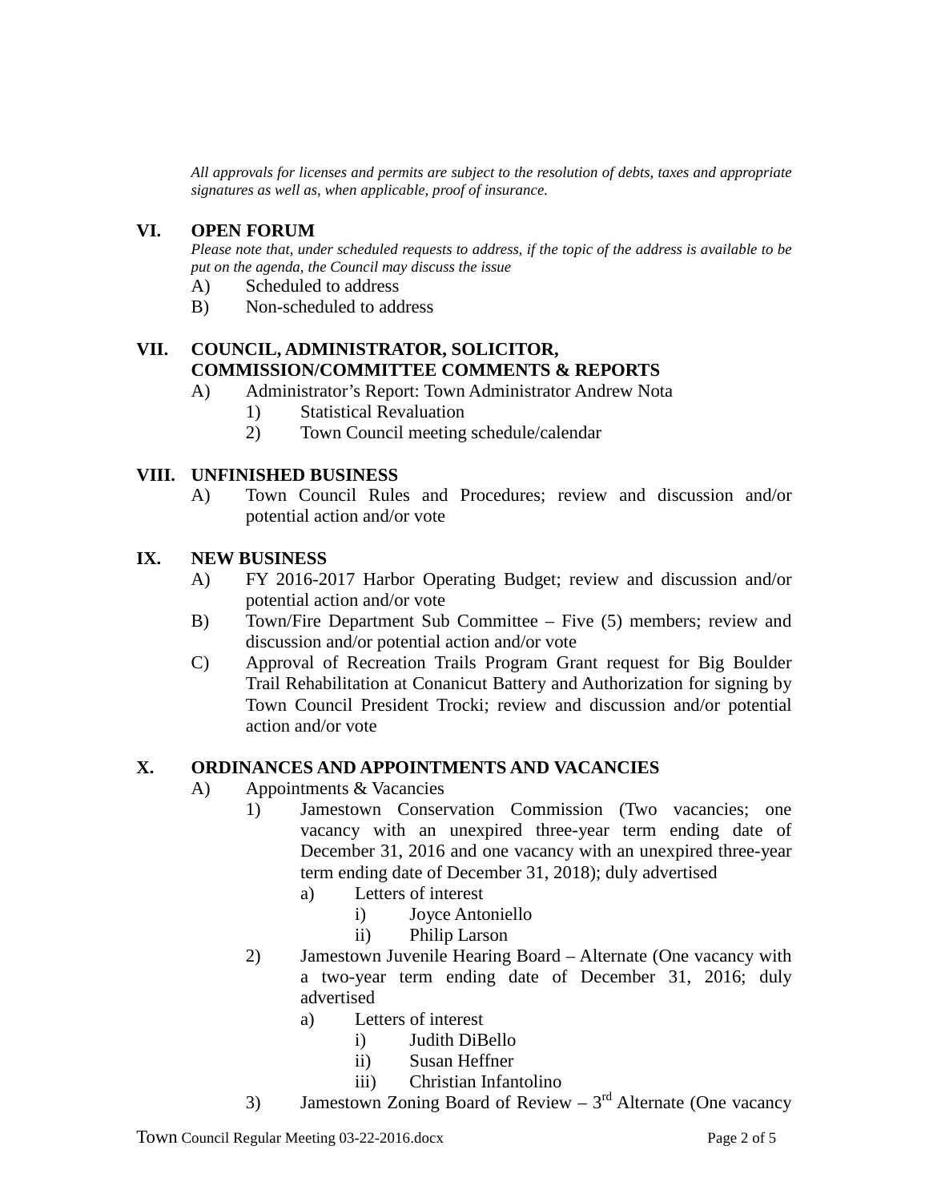*All approvals for licenses and permits are subject to the resolution of debts, taxes and appropriate signatures as well as, when applicable, proof of insurance.*

## VI. OPEN FORUM

*Please note that, under scheduled requests to address, if the topic of the address is available to be put on the agenda, the Council may discuss the issue*

A) Scheduled to address

B) Non-scheduled to address

## VII. COUNCIL, ADMINISTRATOR, SOLICITOR, COMMISSION/COMMITTEE COMMENTS & REPORTS

A) Administrator's Report: Town Administrator Andrew Nota

   1) Statistical Revaluation

   2) Town Council meeting schedule/calendar

## VIII. UNFINISHED BUSINESS

A) Town Council Rules and Procedures; review and discussion and/or potential action and/or vote

## IX. NEW BUSINESS

A) FY 2016-2017 Harbor Operating Budget; review and discussion and/or potential action and/or vote

B) Town/Fire Department Sub Committee – Five (5) members; review and discussion and/or potential action and/or vote

C) Approval of Recreation Trails Program Grant request for Big Boulder Trail Rehabilitation at Conanicut Battery and Authorization for signing by Town Council President Trocki; review and discussion and/or potential action and/or vote

## X. ORDINANCES AND APPOINTMENTS AND VACANCIES

A) Appointments & Vacancies

   1) Jamestown Conservation Commission (Two vacancies; one vacancy with an unexpired three-year term ending date of December 31, 2016 and one vacancy with an unexpired three-year term ending date of December 31, 2018); duly advertised

      a) Letters of interest

         i) Joyce Antoniello

         ii) Philip Larson

   2) Jamestown Juvenile Hearing Board – Alternate (One vacancy with a two-year term ending date of December 31, 2016; duly advertised

      a) Letters of interest

         i) Judith DiBello

         ii) Susan Heffner

         iii) Christian Infantolino

   3) Jamestown Zoning Board of Review – 3rd Alternate (One vacancy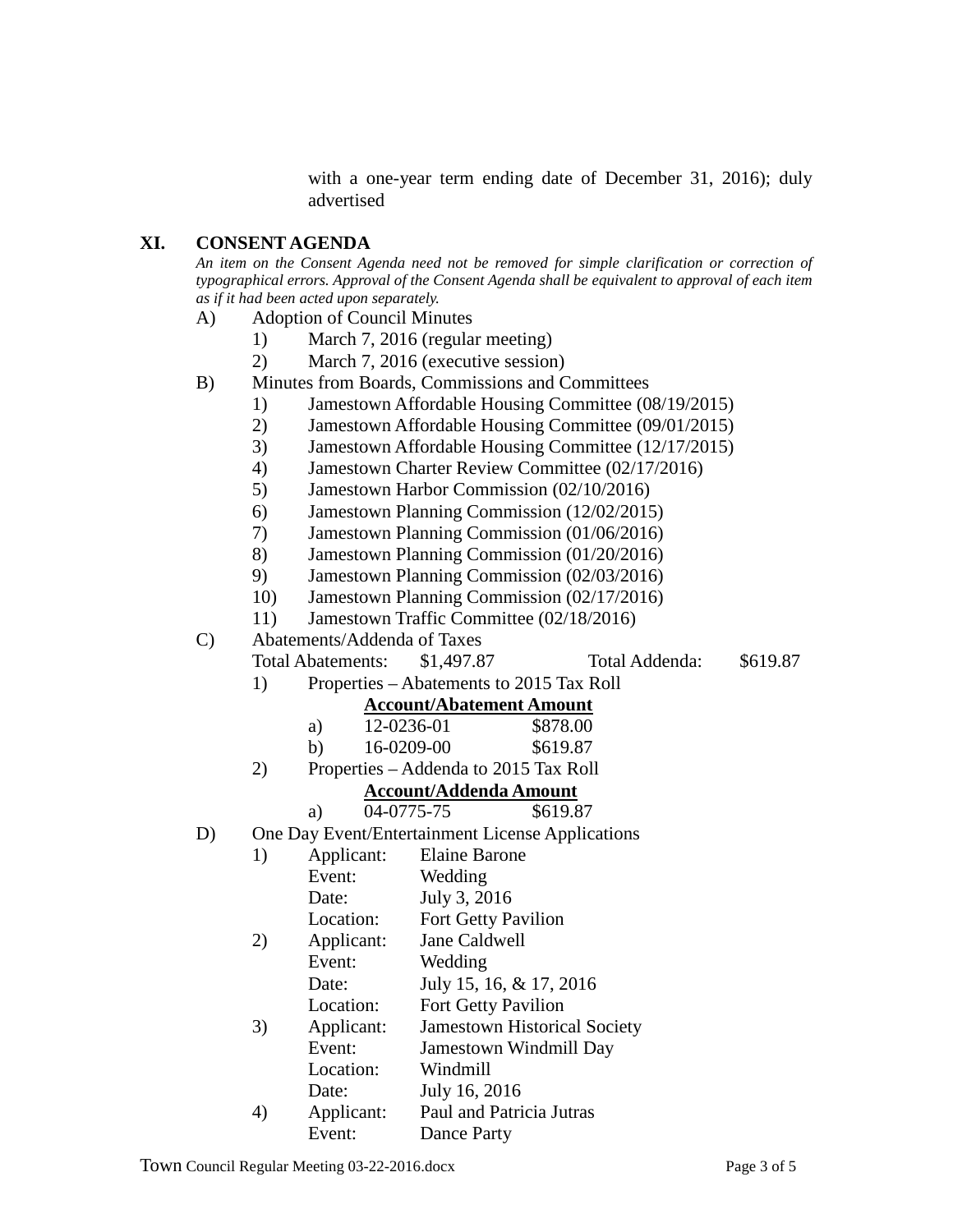with a one-year term ending date of December 31, 2016); duly advertised

## XI. CONSENT AGENDA

*An item on the Consent Agenda need not be removed for simple clarification or correction of typographical errors. Approval of the Consent Agenda shall be equivalent to approval of each item as if it had been acted upon separately.*

A) Adoption of Council Minutes
   1) March 7, 2016 (regular meeting)
   2) March 7, 2016 (executive session)

B) Minutes from Boards, Commissions and Committees
   1) Jamestown Affordable Housing Committee (08/19/2015)
   2) Jamestown Affordable Housing Committee (09/01/2015)
   3) Jamestown Affordable Housing Committee (12/17/2015)
   4) Jamestown Charter Review Committee (02/17/2016)
   5) Jamestown Harbor Commission (02/10/2016)
   6) Jamestown Planning Commission (12/02/2015)
   7) Jamestown Planning Commission (01/06/2016)
   8) Jamestown Planning Commission (01/20/2016)
   9) Jamestown Planning Commission (02/03/2016)
   10) Jamestown Planning Commission (02/17/2016)
   11) Jamestown Traffic Committee (02/18/2016)

C) Abatements/Addenda of Taxes

   Total Abatements: $1,497.87 Total Addenda: $619.87

   1) Properties – Abatements to 2015 Tax Roll

| | **Account/Abatement** | **Amount** |
|---|---|---|
| a) | 12-0236-01 | $878.00 |
| b) | 16-0209-00 | $619.87 |

   2) Properties – Addenda to 2015 Tax Roll

| | **Account/Addenda** | **Amount** |
|---|---|---|
| a) | 04-0775-75 | $619.87 |

D) One Day Event/Entertainment License Applications
   1) Applicant: Elaine Barone
      Event: Wedding
      Date: July 3, 2016
      Location: Fort Getty Pavilion
   2) Applicant: Jane Caldwell
      Event: Wedding
      Date: July 15, 16, & 17, 2016
      Location: Fort Getty Pavilion
   3) Applicant: Jamestown Historical Society
      Event: Jamestown Windmill Day
      Location: Windmill
      Date: July 16, 2016
   4) Applicant: Paul and Patricia Jutras
      Event: Dance Party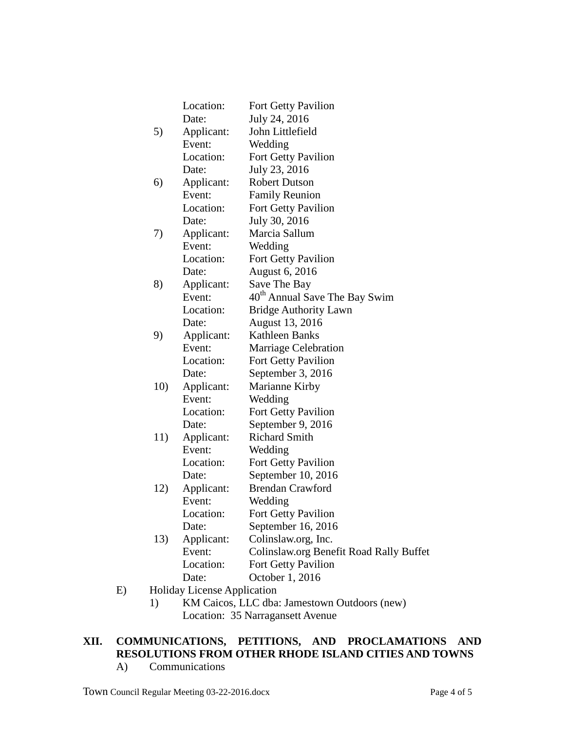Location: Fort Getty Pavilion
Date: July 24, 2016

5) Applicant: John Littlefield
Event: Wedding
Location: Fort Getty Pavilion
Date: July 23, 2016

6) Applicant: Robert Dutson
Event: Family Reunion
Location: Fort Getty Pavilion
Date: July 30, 2016

7) Applicant: Marcia Sallum
Event: Wedding
Location: Fort Getty Pavilion
Date: August 6, 2016

8) Applicant: Save The Bay
Event: 40th Annual Save The Bay Swim
Location: Bridge Authority Lawn
Date: August 13, 2016

9) Applicant: Kathleen Banks
Event: Marriage Celebration
Location: Fort Getty Pavilion
Date: September 3, 2016

10) Applicant: Marianne Kirby
Event: Wedding
Location: Fort Getty Pavilion
Date: September 9, 2016

11) Applicant: Richard Smith
Event: Wedding
Location: Fort Getty Pavilion
Date: September 10, 2016

12) Applicant: Brendan Crawford
Event: Wedding
Location: Fort Getty Pavilion
Date: September 16, 2016

13) Applicant: Colinslaw.org, Inc.
Event: Colinslaw.org Benefit Road Rally Buffet
Location: Fort Getty Pavilion
Date: October 1, 2016

E) Holiday License Application

1) KM Caicos, LLC dba: Jamestown Outdoors (new)
Location: 35 Narragansett Avenue

## XII. COMMUNICATIONS, PETITIONS, AND PROCLAMATIONS AND RESOLUTIONS FROM OTHER RHODE ISLAND CITIES AND TOWNS

A) Communications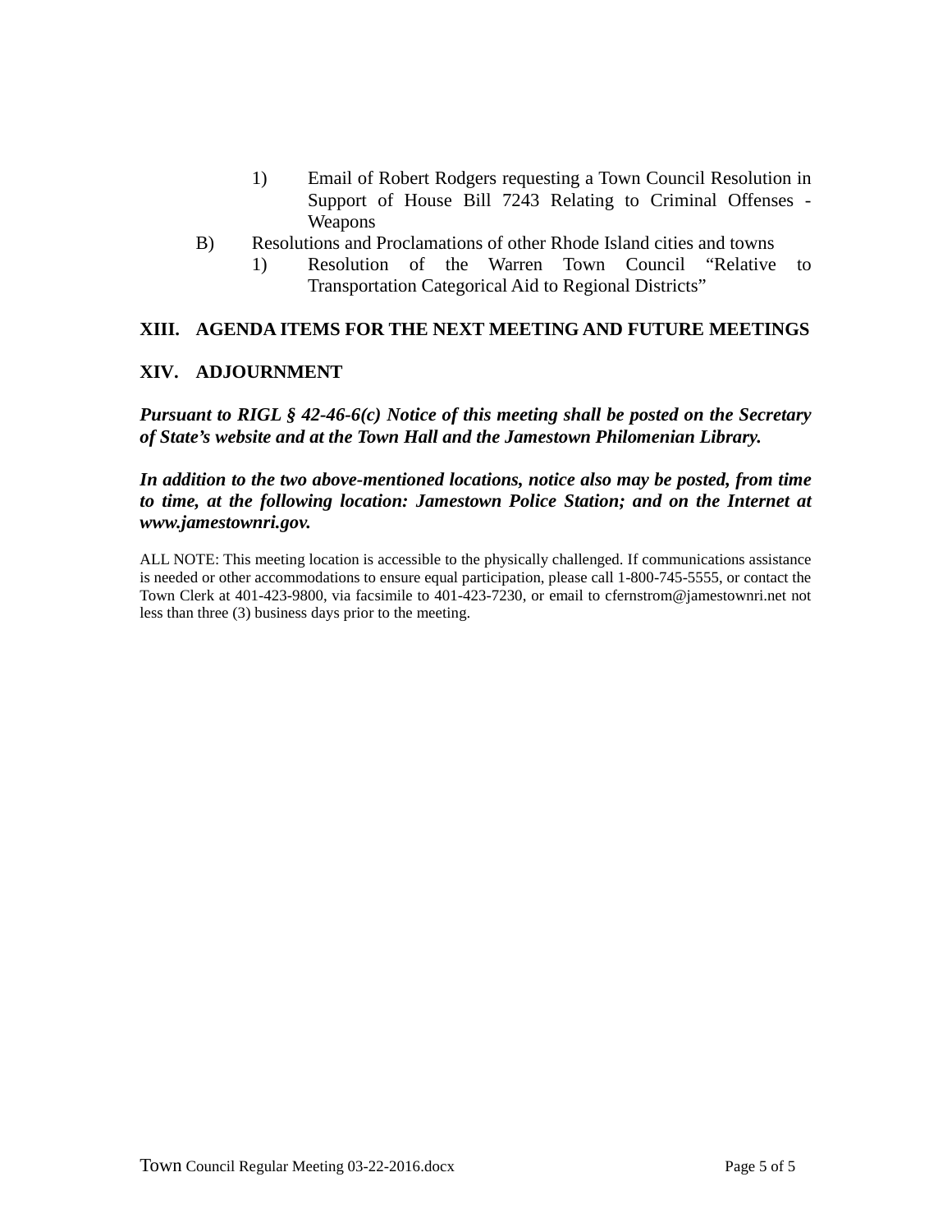1) Email of Robert Rodgers requesting a Town Council Resolution in Support of House Bill 7243 Relating to Criminal Offenses - Weapons

B) Resolutions and Proclamations of other Rhode Island cities and towns

1) Resolution of the Warren Town Council "Relative to Transportation Categorical Aid to Regional Districts"

## XIII. AGENDA ITEMS FOR THE NEXT MEETING AND FUTURE MEETINGS

## XIV. ADJOURNMENT

***Pursuant to RIGL § 42-46-6(c) Notice of this meeting shall be posted on the Secretary of State's website and at the Town Hall and the Jamestown Philomenian Library.***

***In addition to the two above-mentioned locations, notice also may be posted, from time to time, at the following location: Jamestown Police Station; and on the Internet at www.jamestownri.gov.***

ALL NOTE: This meeting location is accessible to the physically challenged. If communications assistance is needed or other accommodations to ensure equal participation, please call 1-800-745-5555, or contact the Town Clerk at 401-423-9800, via facsimile to 401-423-7230, or email to cfernstrom@jamestownri.net not less than three (3) business days prior to the meeting.